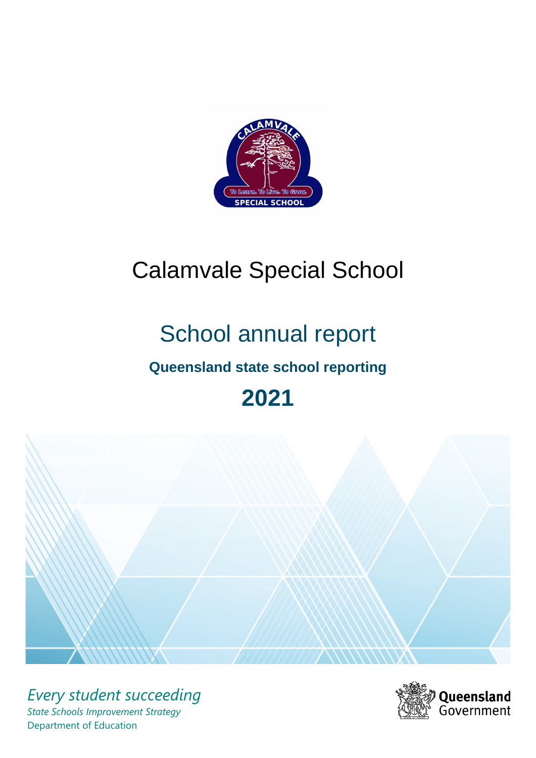# Calamvale Special School

## School annual report

### Queensland state school reporting

## 2021

*Every student succeeding*

*State Schools Improvement Strategy*

Department of Education

Queensland Government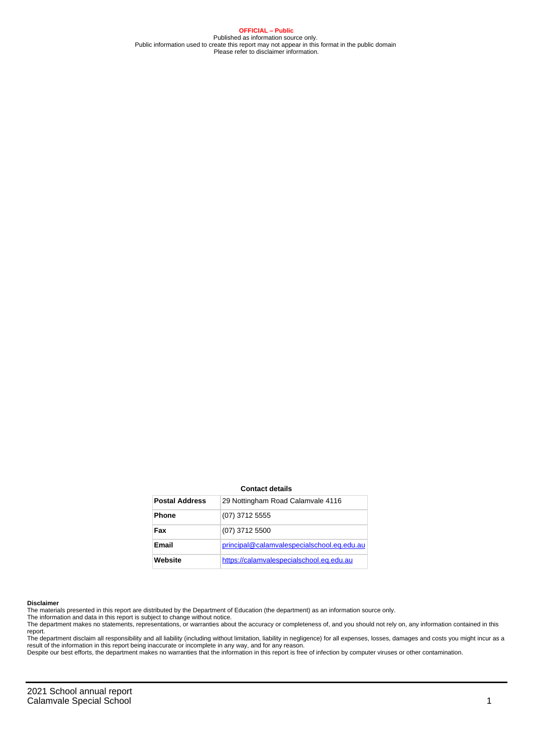**OFFICIAL – Public**
Published as information source only.
Public information used to create this report may not appear in this format in the public domain
Please refer to disclaimer information.

**Contact details**

| | |
|---|---|
| **Postal Address** | 29 Nottingham Road Calamvale 4116 |
| **Phone** | (07) 3712 5555 |
| **Fax** | (07) 3712 5500 |
| **Email** | principal@calamvalespecialschool.eq.edu.au |
| **Website** | https://calamvalespecialschool.eq.edu.au |

**Disclaimer**

The materials presented in this report are distributed by the Department of Education (the department) as an information source only.

The information and data in this report is subject to change without notice.

The department makes no statements, representations, or warranties about the accuracy or completeness of, and you should not rely on, any information contained in this report.

The department disclaim all responsibility and all liability (including without limitation, liability in negligence) for all expenses, losses, damages and costs you might incur as a result of the information in this report being inaccurate or incomplete in any way, and for any reason.

Despite our best efforts, the department makes no warranties that the information in this report is free of infection by computer viruses or other contamination.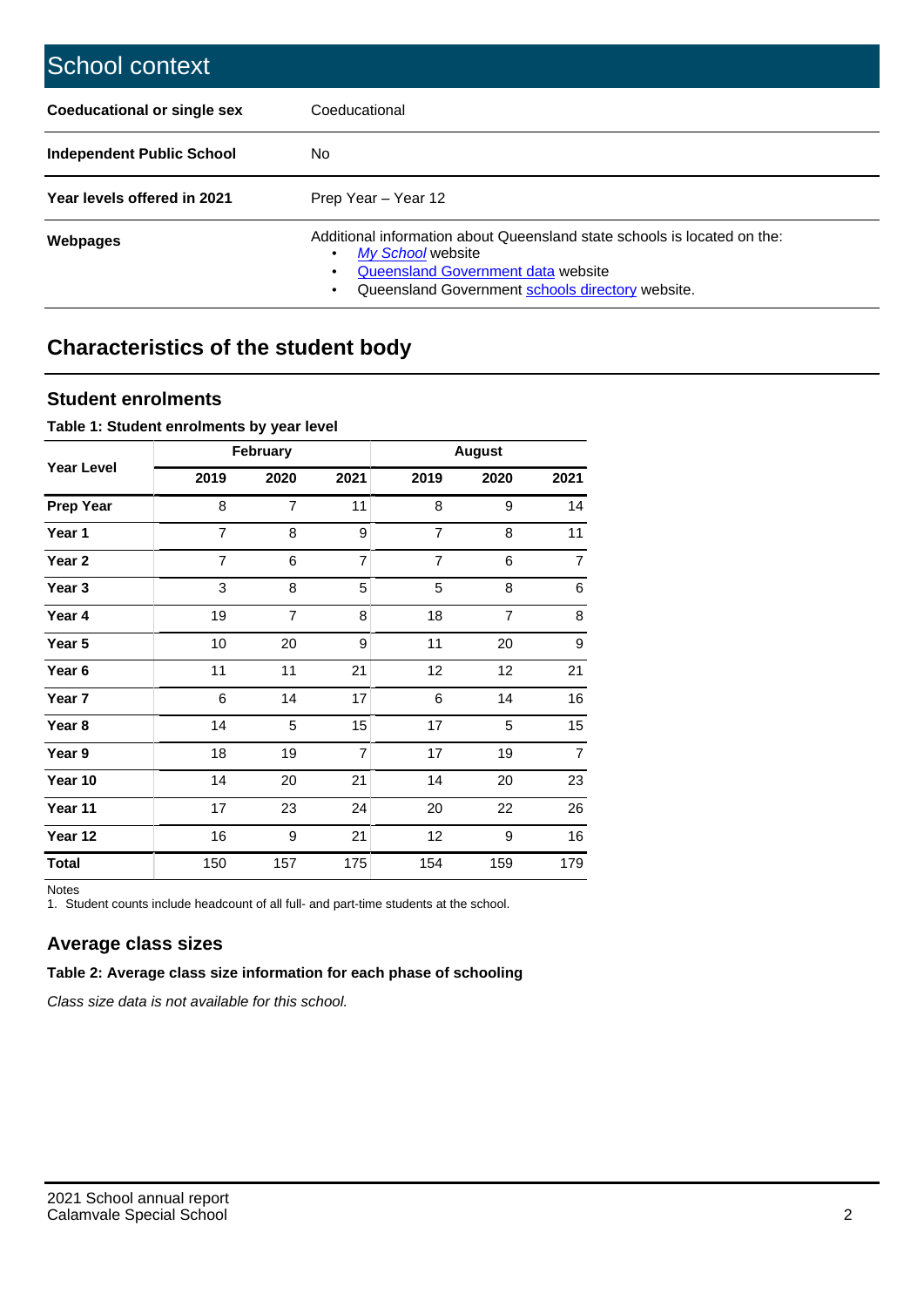# School context

| | |
|---|---|
| **Coeducational or single sex** | Coeducational |
| **Independent Public School** | No |
| **Year levels offered in 2021** | Prep Year – Year 12 |
| **Webpages** | Additional information about Queensland state schools is located on the: <br>• *My School* website <br>• Queensland Government data website <br>• Queensland Government schools directory website. |

## Characteristics of the student body

### Student enrolments

**Table 1: Student enrolments by year level**

| Year Level | February | | | August | | |
|---|---|---|---|---|---|---|
| | 2019 | 2020 | 2021 | 2019 | 2020 | 2021 |
| **Prep Year** | 8 | 7 | 11 | 8 | 9 | 14 |
| **Year 1** | 7 | 8 | 9 | 7 | 8 | 11 |
| **Year 2** | 7 | 6 | 7 | 7 | 6 | 7 |
| **Year 3** | 3 | 8 | 5 | 5 | 8 | 6 |
| **Year 4** | 19 | 7 | 8 | 18 | 7 | 8 |
| **Year 5** | 10 | 20 | 9 | 11 | 20 | 9 |
| **Year 6** | 11 | 11 | 21 | 12 | 12 | 21 |
| **Year 7** | 6 | 14 | 17 | 6 | 14 | 16 |
| **Year 8** | 14 | 5 | 15 | 17 | 5 | 15 |
| **Year 9** | 18 | 19 | 7 | 17 | 19 | 7 |
| **Year 10** | 14 | 20 | 21 | 14 | 20 | 23 |
| **Year 11** | 17 | 23 | 24 | 20 | 22 | 26 |
| **Year 12** | 16 | 9 | 21 | 12 | 9 | 16 |
| **Total** | 150 | 157 | 175 | 154 | 159 | 179 |

Notes
1. Student counts include headcount of all full- and part-time students at the school.

### Average class sizes

**Table 2: Average class size information for each phase of schooling**

*Class size data is not available for this school.*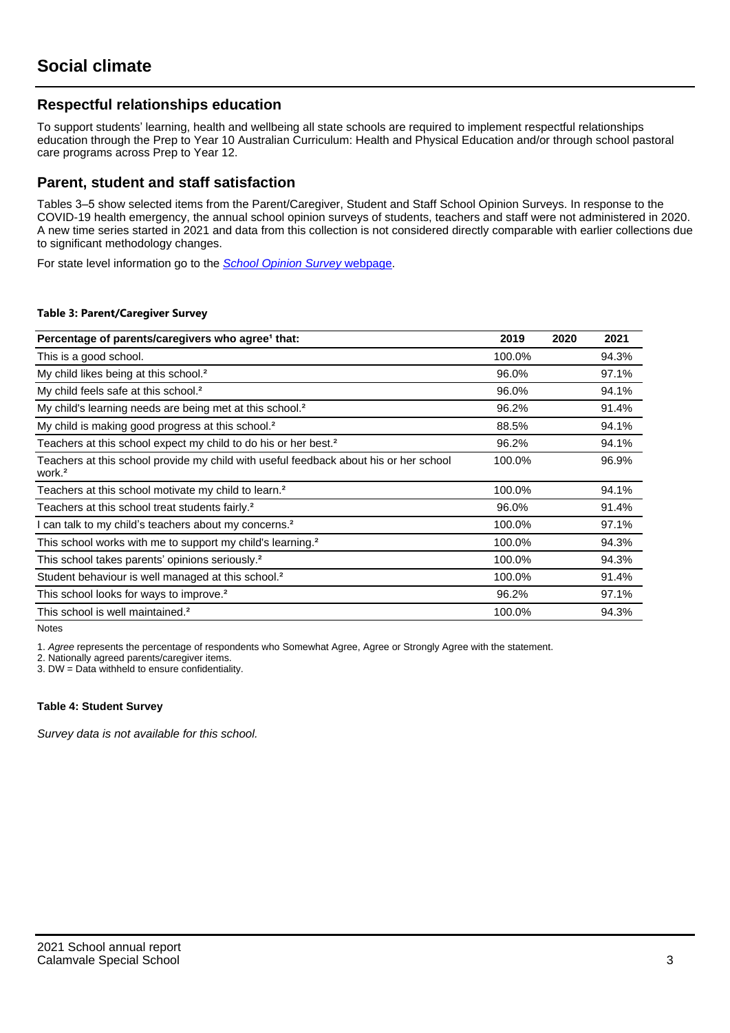# Social climate

## Respectful relationships education

To support students' learning, health and wellbeing all state schools are required to implement respectful relationships education through the Prep to Year 10 Australian Curriculum: Health and Physical Education and/or through school pastoral care programs across Prep to Year 12.

## Parent, student and staff satisfaction

Tables 3–5 show selected items from the Parent/Caregiver, Student and Staff School Opinion Surveys. In response to the COVID-19 health emergency, the annual school opinion surveys of students, teachers and staff were not administered in 2020. A new time series started in 2021 and data from this collection is not considered directly comparable with earlier collections due to significant methodology changes.

For state level information go to the *School Opinion Survey* webpage.

**Table 3: Parent/Caregiver Survey**

| Percentage of parents/caregivers who agree[1] that: | 2019 | 2020 | 2021 |
|---|---|---|---|
| This is a good school. | 100.0% | | 94.3% |
| My child likes being at this school.[2] | 96.0% | | 97.1% |
| My child feels safe at this school.[2] | 96.0% | | 94.1% |
| My child's learning needs are being met at this school.[2] | 96.2% | | 91.4% |
| My child is making good progress at this school.[2] | 88.5% | | 94.1% |
| Teachers at this school expect my child to do his or her best.[2] | 96.2% | | 94.1% |
| Teachers at this school provide my child with useful feedback about his or her school work.[2] | 100.0% | | 96.9% |
| Teachers at this school motivate my child to learn.[2] | 100.0% | | 94.1% |
| Teachers at this school treat students fairly.[2] | 96.0% | | 91.4% |
| I can talk to my child's teachers about my concerns.[2] | 100.0% | | 97.1% |
| This school works with me to support my child's learning.[2] | 100.0% | | 94.3% |
| This school takes parents' opinions seriously.[2] | 100.0% | | 94.3% |
| Student behaviour is well managed at this school.[2] | 100.0% | | 91.4% |
| This school looks for ways to improve.[2] | 96.2% | | 97.1% |
| This school is well maintained.[2] | 100.0% | | 94.3% |

Notes

1. *Agree* represents the percentage of respondents who Somewhat Agree, Agree or Strongly Agree with the statement.
2. Nationally agreed parents/caregiver items.
3. DW = Data withheld to ensure confidentiality.

**Table 4: Student Survey**

*Survey data is not available for this school.*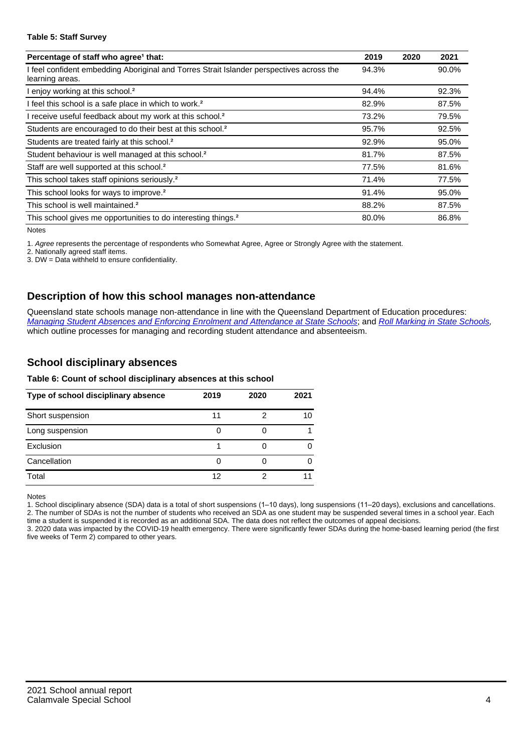**Table 5: Staff Survey**

| Percentage of staff who agree[1] that: | 2019 | 2020 | 2021 |
|---|---|---|---|
| I feel confident embedding Aboriginal and Torres Strait Islander perspectives across the learning areas. | 94.3% | | 90.0% |
| I enjoy working at this school.[2] | 94.4% | | 92.3% |
| I feel this school is a safe place in which to work.[2] | 82.9% | | 87.5% |
| I receive useful feedback about my work at this school.[2] | 73.2% | | 79.5% |
| Students are encouraged to do their best at this school.[2] | 95.7% | | 92.5% |
| Students are treated fairly at this school.[2] | 92.9% | | 95.0% |
| Student behaviour is well managed at this school.[2] | 81.7% | | 87.5% |
| Staff are well supported at this school.[2] | 77.5% | | 81.6% |
| This school takes staff opinions seriously.[2] | 71.4% | | 77.5% |
| This school looks for ways to improve.[2] | 91.4% | | 95.0% |
| This school is well maintained.[2] | 88.2% | | 87.5% |
| This school gives me opportunities to do interesting things.[2] | 80.0% | | 86.8% |

Notes

1. *Agree* represents the percentage of respondents who Somewhat Agree, Agree or Strongly Agree with the statement.
2. Nationally agreed staff items.
3. DW = Data withheld to ensure confidentiality.

## Description of how this school manages non-attendance

Queensland state schools manage non-attendance in line with the Queensland Department of Education procedures: *Managing Student Absences and Enforcing Enrolment and Attendance at State Schools*; and *Roll Marking in State Schools*, which outline processes for managing and recording student attendance and absenteeism.

## School disciplinary absences

**Table 6: Count of school disciplinary absences at this school**

| Type of school disciplinary absence | 2019 | 2020 | 2021 |
|---|---|---|---|
| Short suspension | 11 | 2 | 10 |
| Long suspension | 0 | 0 | 1 |
| Exclusion | 1 | 0 | 0 |
| Cancellation | 0 | 0 | 0 |
| Total | 12 | 2 | 11 |

Notes

1. School disciplinary absence (SDA) data is a total of short suspensions (1–10 days), long suspensions (11–20 days), exclusions and cancellations.
2. The number of SDAs is not the number of students who received an SDA as one student may be suspended several times in a school year. Each time a student is suspended it is recorded as an additional SDA. The data does not reflect the outcomes of appeal decisions.
3. 2020 data was impacted by the COVID-19 health emergency. There were significantly fewer SDAs during the home-based learning period (the first five weeks of Term 2) compared to other years.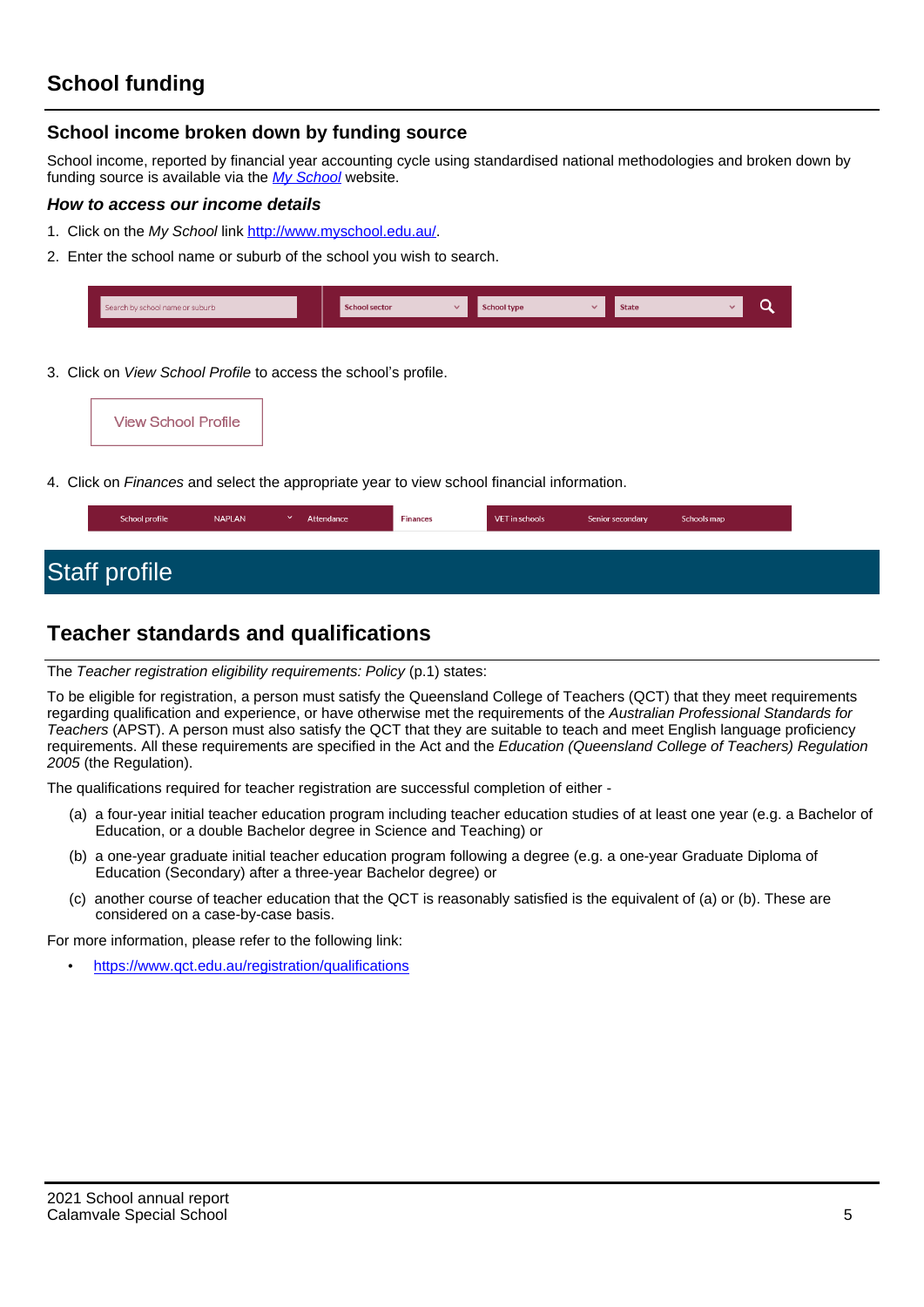## School funding

### School income broken down by funding source

School income, reported by financial year accounting cycle using standardised national methodologies and broken down by funding source is available via the *My School* website.

#### *How to access our income details*

1. Click on the *My School* link http://www.myschool.edu.au/.
2. Enter the school name or suburb of the school you wish to search.

| Search by school name or suburb | School sector | School type | State |
|---|---|---|---|

3. Click on *View School Profile* to access the school's profile.

View School Profile

4. Click on *Finances* and select the appropriate year to view school financial information.

| School profile | NAPLAN | Attendance | Finances | VET in schools | Senior secondary | Schools map |
|---|---|---|---|---|---|---|

# Staff profile

## Teacher standards and qualifications

The *Teacher registration eligibility requirements: Policy* (p.1) states:

To be eligible for registration, a person must satisfy the Queensland College of Teachers (QCT) that they meet requirements regarding qualification and experience, or have otherwise met the requirements of the *Australian Professional Standards for Teachers* (APST). A person must also satisfy the QCT that they are suitable to teach and meet English language proficiency requirements. All these requirements are specified in the Act and the *Education (Queensland College of Teachers) Regulation 2005* (the Regulation).

The qualifications required for teacher registration are successful completion of either -

(a) a four-year initial teacher education program including teacher education studies of at least one year (e.g. a Bachelor of Education, or a double Bachelor degree in Science and Teaching) or

(b) a one-year graduate initial teacher education program following a degree (e.g. a one-year Graduate Diploma of Education (Secondary) after a three-year Bachelor degree) or

(c) another course of teacher education that the QCT is reasonably satisfied is the equivalent of (a) or (b). These are considered on a case-by-case basis.

For more information, please refer to the following link:

- https://www.qct.edu.au/registration/qualifications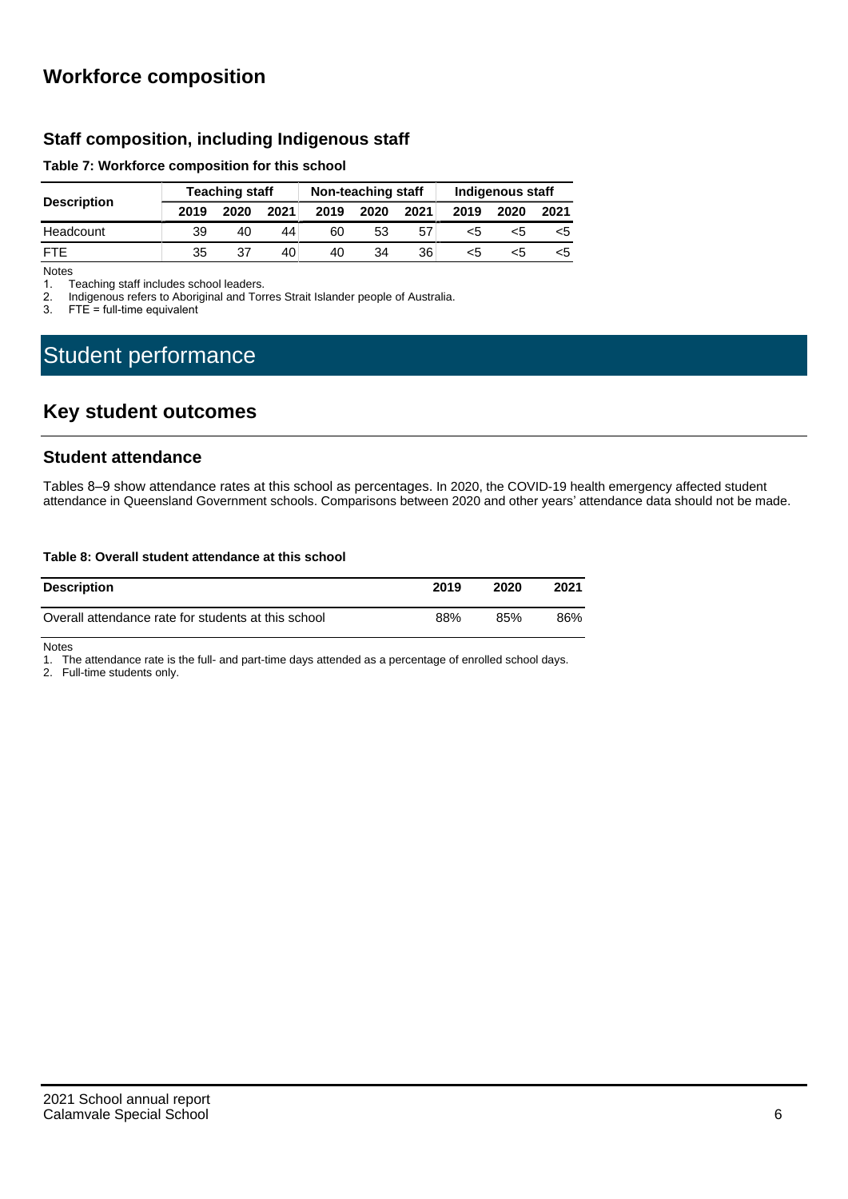## Workforce composition

### Staff composition, including Indigenous staff

**Table 7: Workforce composition for this school**

| Description | Teaching staff | | | Non-teaching staff | | | Indigenous staff | | |
|---|---|---|---|---|---|---|---|---|---|
| | 2019 | 2020 | 2021 | 2019 | 2020 | 2021 | 2019 | 2020 | 2021 |
| Headcount | 39 | 40 | 44 | 60 | 53 | 57 | <5 | <5 | <5 |
| FTE | 35 | 37 | 40 | 40 | 34 | 36 | <5 | <5 | <5 |

Notes

1. Teaching staff includes school leaders.
2. Indigenous refers to Aboriginal and Torres Strait Islander people of Australia.
3. FTE = full-time equivalent

# Student performance

## Key student outcomes

### Student attendance

Tables 8–9 show attendance rates at this school as percentages. In 2020, the COVID-19 health emergency affected student attendance in Queensland Government schools. Comparisons between 2020 and other years' attendance data should not be made.

**Table 8: Overall student attendance at this school**

| Description | 2019 | 2020 | 2021 |
|---|---|---|---|
| Overall attendance rate for students at this school | 88% | 85% | 86% |

Notes

1. The attendance rate is the full- and part-time days attended as a percentage of enrolled school days.
2. Full-time students only.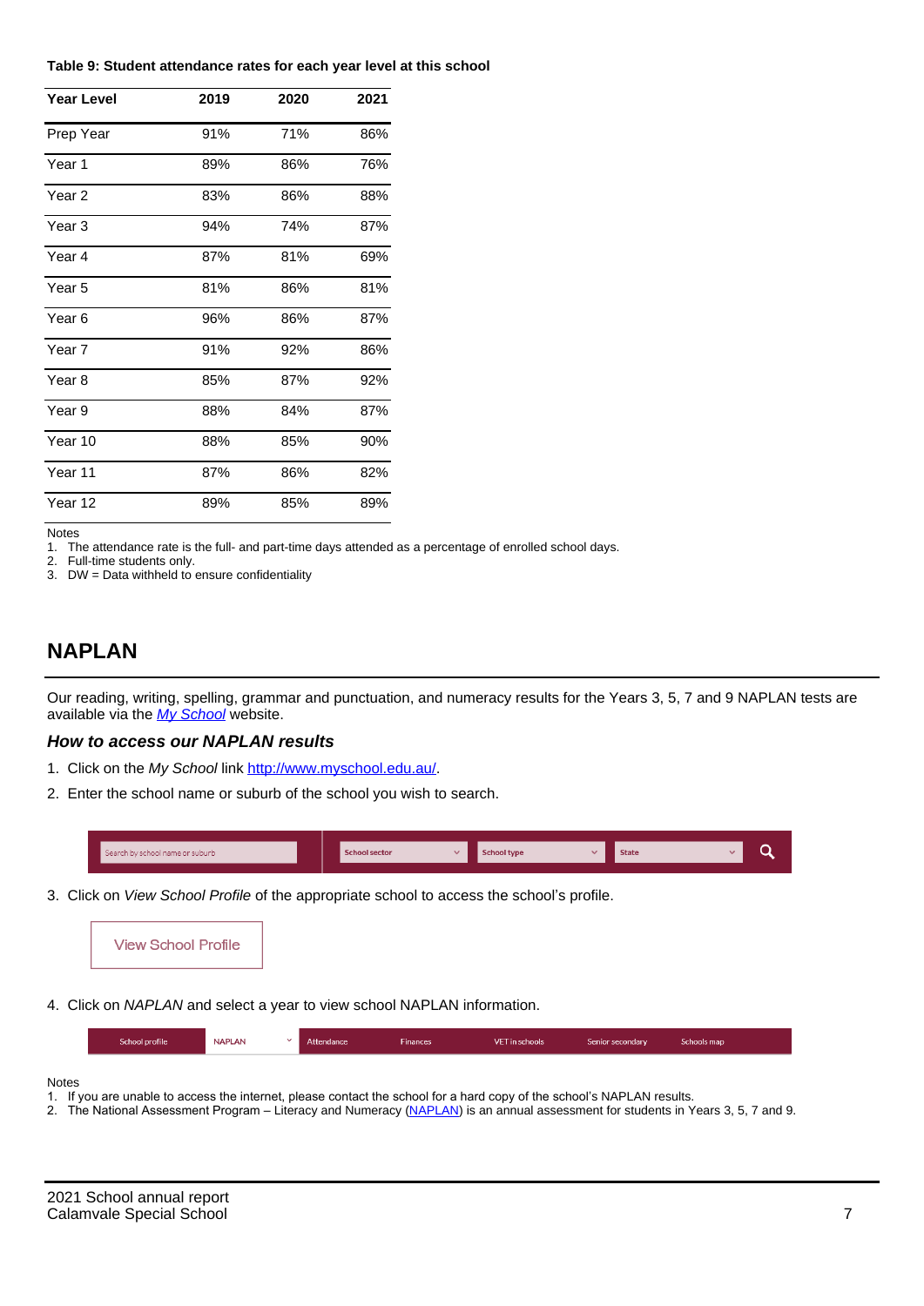**Table 9: Student attendance rates for each year level at this school**

| Year Level | 2019 | 2020 | 2021 |
|---|---|---|---|
| Prep Year | 91% | 71% | 86% |
| Year 1 | 89% | 86% | 76% |
| Year 2 | 83% | 86% | 88% |
| Year 3 | 94% | 74% | 87% |
| Year 4 | 87% | 81% | 69% |
| Year 5 | 81% | 86% | 81% |
| Year 6 | 96% | 86% | 87% |
| Year 7 | 91% | 92% | 86% |
| Year 8 | 85% | 87% | 92% |
| Year 9 | 88% | 84% | 87% |
| Year 10 | 88% | 85% | 90% |
| Year 11 | 87% | 86% | 82% |
| Year 12 | 89% | 85% | 89% |

Notes

1. The attendance rate is the full- and part-time days attended as a percentage of enrolled school days.
2. Full-time students only.
3. DW = Data withheld to ensure confidentiality

## NAPLAN

Our reading, writing, spelling, grammar and punctuation, and numeracy results for the Years 3, 5, 7 and 9 NAPLAN tests are available via the *My School* website.

### *How to access our NAPLAN results*

1. Click on the *My School* link http://www.myschool.edu.au/.
2. Enter the school name or suburb of the school you wish to search.

Search by school name or suburb | School sector | School type | State

3. Click on *View School Profile* of the appropriate school to access the school's profile.

View School Profile

4. Click on *NAPLAN* and select a year to view school NAPLAN information.

School profile | NAPLAN | Attendance | Finances | VET in schools | Senior secondary | Schools map

Notes

1. If you are unable to access the internet, please contact the school for a hard copy of the school's NAPLAN results.
2. The National Assessment Program – Literacy and Numeracy (NAPLAN) is an annual assessment for students in Years 3, 5, 7 and 9.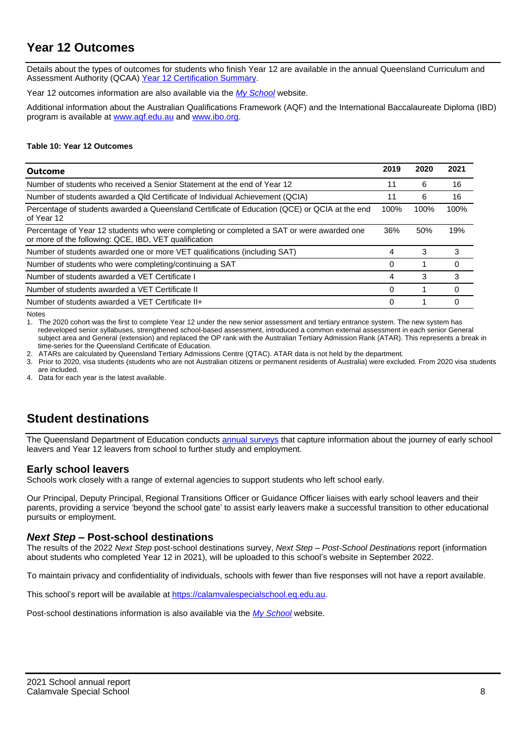## Year 12 Outcomes

Details about the types of outcomes for students who finish Year 12 are available in the annual Queensland Curriculum and Assessment Authority (QCAA) [Year 12 Certification Summary](#).

Year 12 outcomes information are also available via the *[My School](#)* website.

Additional information about the Australian Qualifications Framework (AQF) and the International Baccalaureate Diploma (IBD) program is available at [www.aqf.edu.au](http://www.aqf.edu.au) and [www.ibo.org](http://www.ibo.org).

**Table 10: Year 12 Outcomes**

| Outcome | 2019 | 2020 | 2021 |
|---|---|---|---|
| Number of students who received a Senior Statement at the end of Year 12 | 11 | 6 | 16 |
| Number of students awarded a Qld Certificate of Individual Achievement (QCIA) | 11 | 6 | 16 |
| Percentage of students awarded a Queensland Certificate of Education (QCE) or QCIA at the end of Year 12 | 100% | 100% | 100% |
| Percentage of Year 12 students who were completing or completed a SAT or were awarded one or more of the following: QCE, IBD, VET qualification | 36% | 50% | 19% |
| Number of students awarded one or more VET qualifications (including SAT) | 4 | 3 | 3 |
| Number of students who were completing/continuing a SAT | 0 | 1 | 0 |
| Number of students awarded a VET Certificate I | 4 | 3 | 3 |
| Number of students awarded a VET Certificate II | 0 | 1 | 0 |
| Number of students awarded a VET Certificate II+ | 0 | 1 | 0 |

Notes

1. The 2020 cohort was the first to complete Year 12 under the new senior assessment and tertiary entrance system. The new system has redeveloped senior syllabuses, strengthened school-based assessment, introduced a common external assessment in each senior General subject area and General (extension) and replaced the OP rank with the Australian Tertiary Admission Rank (ATAR). This represents a break in time-series for the Queensland Certificate of Education.
2. ATARs are calculated by Queensland Tertiary Admissions Centre (QTAC). ATAR data is not held by the department.
3. Prior to 2020, visa students (students who are not Australian citizens or permanent residents of Australia) were excluded. From 2020 visa students are included.
4. Data for each year is the latest available.

## Student destinations

The Queensland Department of Education conducts [annual surveys](#) that capture information about the journey of early school leavers and Year 12 leavers from school to further study and employment.

### Early school leavers

Schools work closely with a range of external agencies to support students who left school early.

Our Principal, Deputy Principal, Regional Transitions Officer or Guidance Officer liaises with early school leavers and their parents, providing a service 'beyond the school gate' to assist early leavers make a successful transition to other educational pursuits or employment.

### *Next Step* – Post-school destinations

The results of the 2022 *Next Step* post-school destinations survey, *Next Step – Post-School Destinations* report (information about students who completed Year 12 in 2021), will be uploaded to this school's website in September 2022.

To maintain privacy and confidentiality of individuals, schools with fewer than five responses will not have a report available.

This school's report will be available at [https://calamvalespecialschool.eq.edu.au](https://calamvalespecialschool.eq.edu.au).

Post-school destinations information is also available via the *[My School](#)* website.